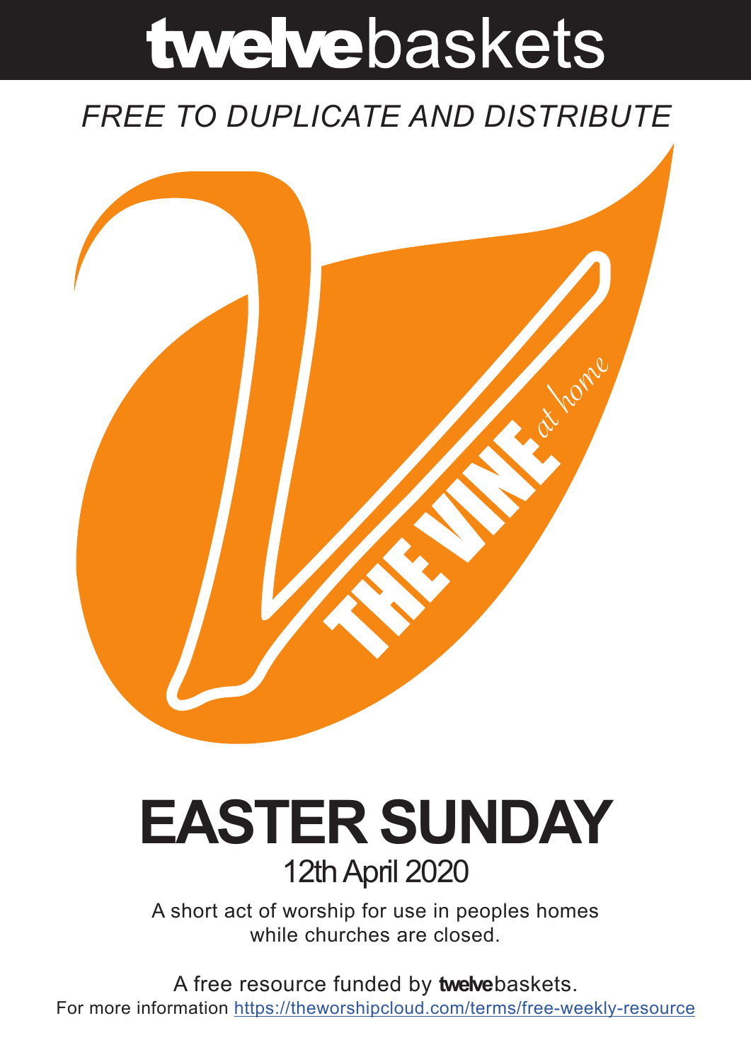# twelvebaskets

*FREE TO DUPLICATE AND DISTRIBUTE*

THE VINE *at home*

# EASTER SUNDAY

## 12th April 2020

A short act of worship for use in peoples homes while churches are closed.

A free resource funded by **twelve**baskets.

For more information https://theworshipcloud.com/terms/free-weekly-resource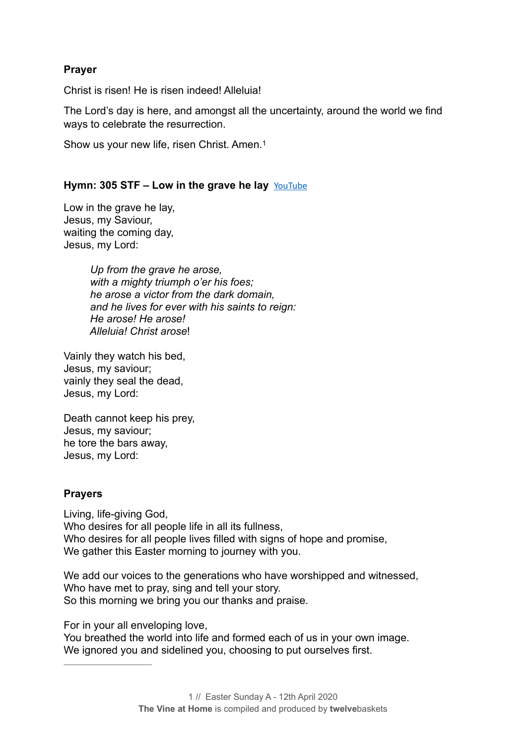**Prayer**

Christ is risen! He is risen indeed! Alleluia!

The Lord's day is here, and amongst all the uncertainty, around the world we find ways to celebrate the resurrection.

Show us your new life, risen Christ. Amen.[1]

**Hymn: 305 STF – Low in the grave he lay** YouTube

Low in the grave he lay,
Jesus, my Saviour,
waiting the coming day,
Jesus, my Lord:

> *Up from the grave he arose,*
> *with a mighty triumph o'er his foes;*
> *he arose a victor from the dark domain,*
> *and he lives for ever with his saints to reign:*
> *He arose! He arose!*
> *Alleluia! Christ arose*!

Vainly they watch his bed,
Jesus, my saviour;
vainly they seal the dead,
Jesus, my Lord:

Death cannot keep his prey,
Jesus, my saviour;
he tore the bars away,
Jesus, my Lord:

**Prayers**

Living, life-giving God,
Who desires for all people life in all its fullness,
Who desires for all people lives filled with signs of hope and promise,
We gather this Easter morning to journey with you.

We add our voices to the generations who have worshipped and witnessed,
Who have met to pray, sing and tell your story.
So this morning we bring you our thanks and praise.

For in your all enveloping love,
You breathed the world into life and formed each of us in your own image.
We ignored you and sidelined you, choosing to put ourselves first.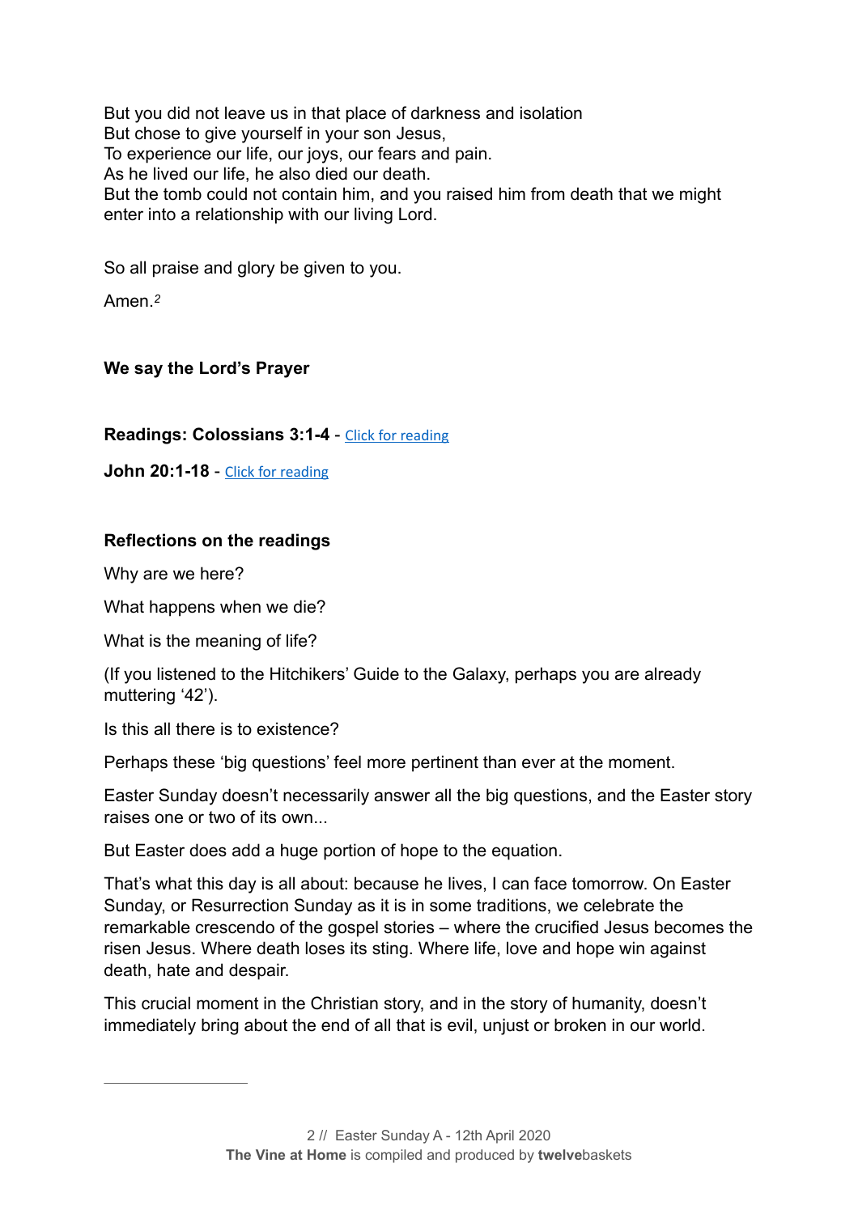But you did not leave us in that place of darkness and isolation
But chose to give yourself in your son Jesus,
To experience our life, our joys, our fears and pain.
As he lived our life, he also died our death.
But the tomb could not contain him, and you raised him from death that we might enter into a relationship with our living Lord.

So all praise and glory be given to you.

Amen.[2]

**We say the Lord's Prayer**

**Readings: Colossians 3:1-4** - Click for reading

**John 20:1-18** - Click for reading

**Reflections on the readings**

Why are we here?

What happens when we die?

What is the meaning of life?

(If you listened to the Hitchikers' Guide to the Galaxy, perhaps you are already muttering '42').

Is this all there is to existence?

Perhaps these 'big questions' feel more pertinent than ever at the moment.

Easter Sunday doesn't necessarily answer all the big questions, and the Easter story raises one or two of its own...

But Easter does add a huge portion of hope to the equation.

That's what this day is all about: because he lives, I can face tomorrow. On Easter Sunday, or Resurrection Sunday as it is in some traditions, we celebrate the remarkable crescendo of the gospel stories – where the crucified Jesus becomes the risen Jesus. Where death loses its sting. Where life, love and hope win against death, hate and despair.

This crucial moment in the Christian story, and in the story of humanity, doesn't immediately bring about the end of all that is evil, unjust or broken in our world.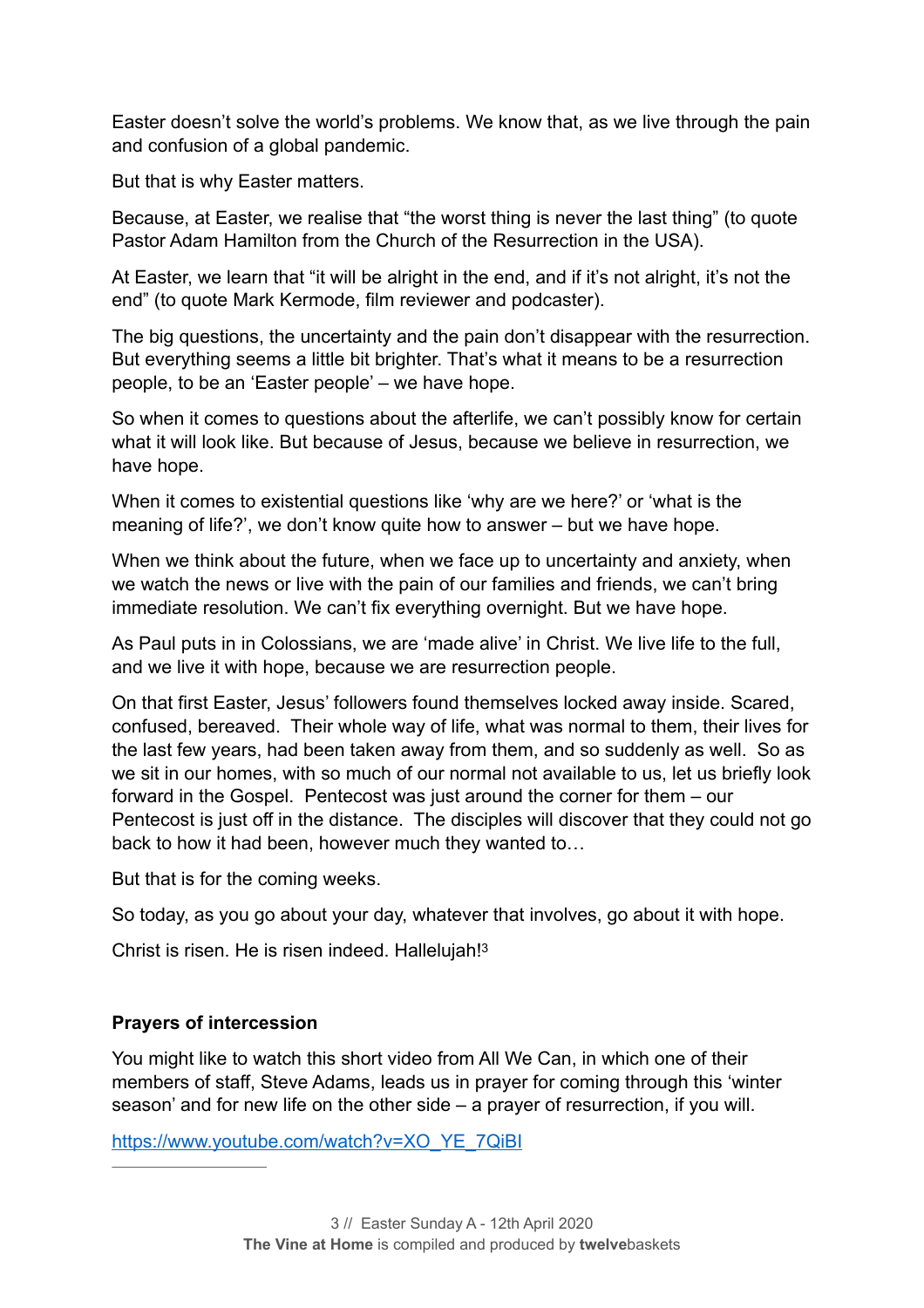Easter doesn't solve the world's problems. We know that, as we live through the pain and confusion of a global pandemic.

But that is why Easter matters.

Because, at Easter, we realise that "the worst thing is never the last thing" (to quote Pastor Adam Hamilton from the Church of the Resurrection in the USA).

At Easter, we learn that "it will be alright in the end, and if it's not alright, it's not the end" (to quote Mark Kermode, film reviewer and podcaster).

The big questions, the uncertainty and the pain don't disappear with the resurrection. But everything seems a little bit brighter. That's what it means to be a resurrection people, to be an 'Easter people' – we have hope.

So when it comes to questions about the afterlife, we can't possibly know for certain what it will look like. But because of Jesus, because we believe in resurrection, we have hope.

When it comes to existential questions like 'why are we here?' or 'what is the meaning of life?', we don't know quite how to answer – but we have hope.

When we think about the future, when we face up to uncertainty and anxiety, when we watch the news or live with the pain of our families and friends, we can't bring immediate resolution. We can't fix everything overnight. But we have hope.

As Paul puts in in Colossians, we are 'made alive' in Christ. We live life to the full, and we live it with hope, because we are resurrection people.

On that first Easter, Jesus' followers found themselves locked away inside. Scared, confused, bereaved. Their whole way of life, what was normal to them, their lives for the last few years, had been taken away from them, and so suddenly as well. So as we sit in our homes, with so much of our normal not available to us, let us briefly look forward in the Gospel. Pentecost was just around the corner for them – our Pentecost is just off in the distance. The disciples will discover that they could not go back to how it had been, however much they wanted to…

But that is for the coming weeks.

So today, as you go about your day, whatever that involves, go about it with hope.

Christ is risen. He is risen indeed. Hallelujah![3]

**Prayers of intercession**

You might like to watch this short video from All We Can, in which one of their members of staff, Steve Adams, leads us in prayer for coming through this 'winter season' and for new life on the other side – a prayer of resurrection, if you will.

https://www.youtube.com/watch?v=XO_YE_7QiBI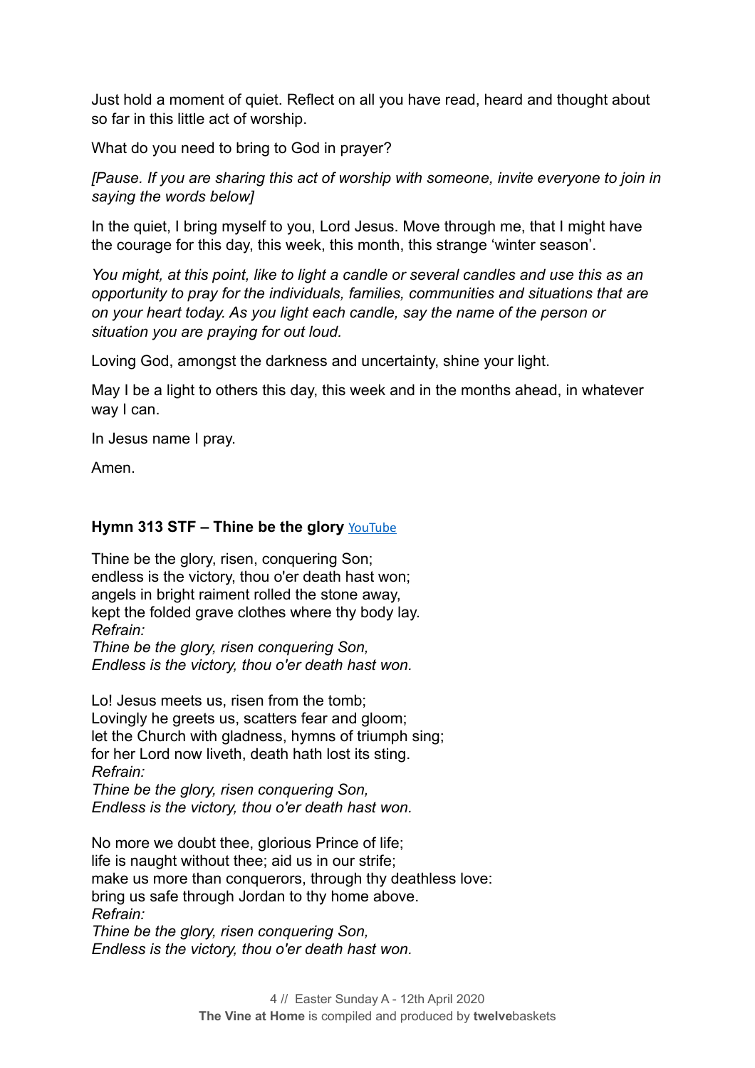Just hold a moment of quiet. Reflect on all you have read, heard and thought about so far in this little act of worship.

What do you need to bring to God in prayer?

*[Pause. If you are sharing this act of worship with someone, invite everyone to join in saying the words below]*

In the quiet, I bring myself to you, Lord Jesus. Move through me, that I might have the courage for this day, this week, this month, this strange 'winter season'.

*You might, at this point, like to light a candle or several candles and use this as an opportunity to pray for the individuals, families, communities and situations that are on your heart today. As you light each candle, say the name of the person or situation you are praying for out loud.*

Loving God, amongst the darkness and uncertainty, shine your light.

May I be a light to others this day, this week and in the months ahead, in whatever way I can.

In Jesus name I pray.

Amen.

**Hymn 313 STF – Thine be the glory** YouTube

Thine be the glory, risen, conquering Son;
endless is the victory, thou o'er death hast won;
angels in bright raiment rolled the stone away,
kept the folded grave clothes where thy body lay.
*Refrain:*
*Thine be the glory, risen conquering Son,*
*Endless is the victory, thou o'er death hast won.*

Lo! Jesus meets us, risen from the tomb;
Lovingly he greets us, scatters fear and gloom;
let the Church with gladness, hymns of triumph sing;
for her Lord now liveth, death hath lost its sting.
*Refrain:*
*Thine be the glory, risen conquering Son,*
*Endless is the victory, thou o'er death hast won.*

No more we doubt thee, glorious Prince of life;
life is naught without thee; aid us in our strife;
make us more than conquerors, through thy deathless love:
bring us safe through Jordan to thy home above.
*Refrain:*
*Thine be the glory, risen conquering Son,*
*Endless is the victory, thou o'er death hast won.*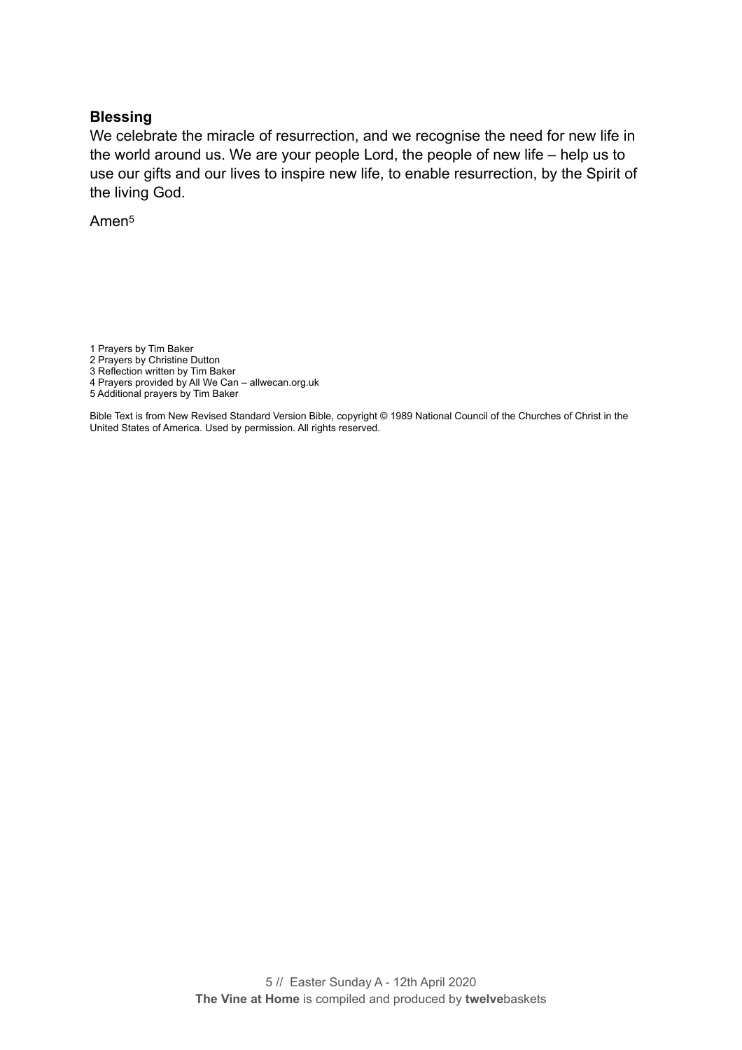**Blessing**

We celebrate the miracle of resurrection, and we recognise the need for new life in the world around us. We are your people Lord, the people of new life – help us to use our gifts and our lives to inspire new life, to enable resurrection, by the Spirit of the living God.

Amen[5]

1 Prayers by Tim Baker
2 Prayers by Christine Dutton
3 Reflection written by Tim Baker
4 Prayers provided by All We Can – allwecan.org.uk
5 Additional prayers by Tim Baker

Bible Text is from New Revised Standard Version Bible, copyright © 1989 National Council of the Churches of Christ in the United States of America. Used by permission. All rights reserved.